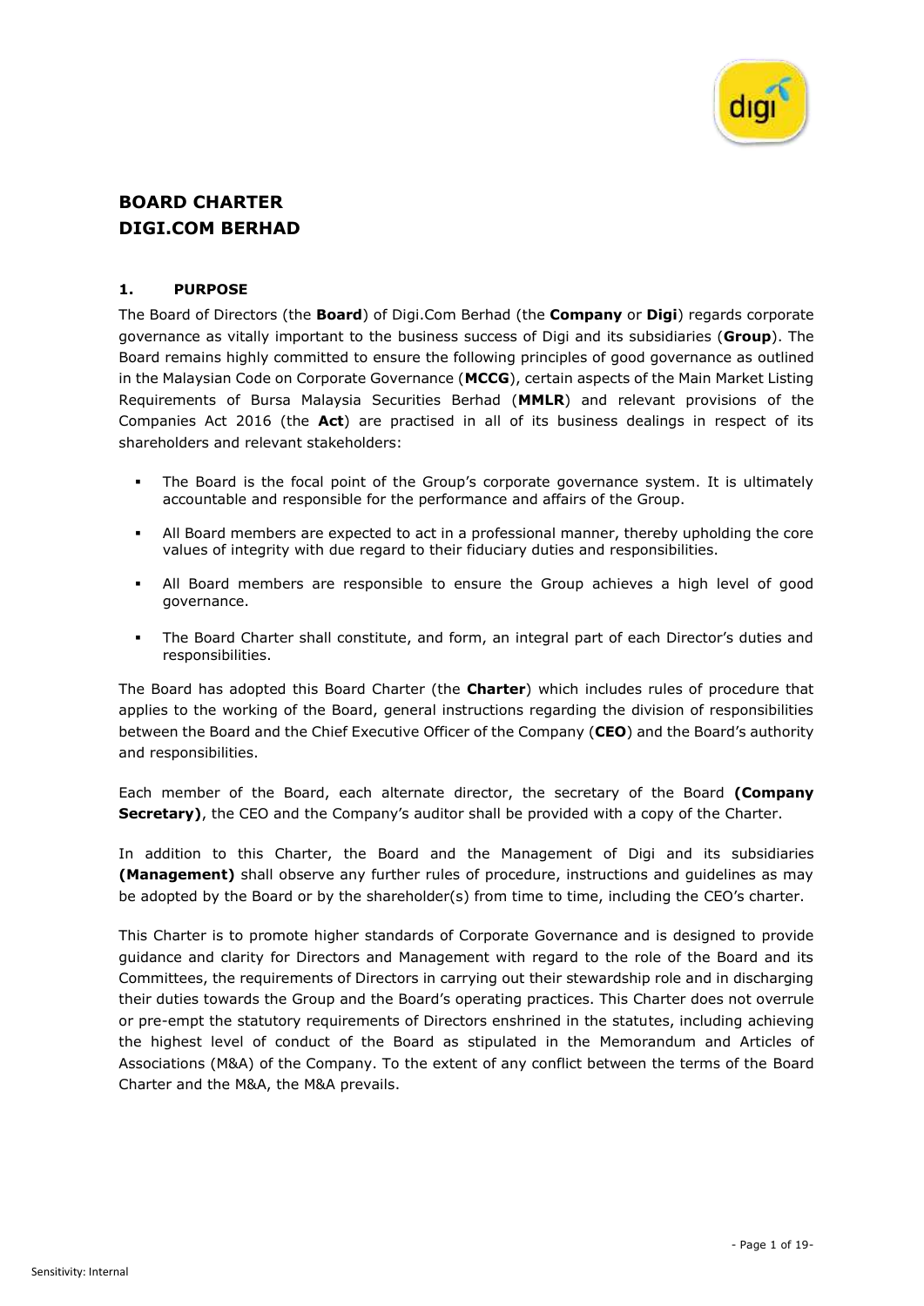# BOARD CHARTER
# DIGI.COM BERHAD

## 1. PURPOSE

The Board of Directors (the **Board**) of Digi.Com Berhad (the **Company** or **Digi**) regards corporate governance as vitally important to the business success of Digi and its subsidiaries (**Group**). The Board remains highly committed to ensure the following principles of good governance as outlined in the Malaysian Code on Corporate Governance (**MCCG**), certain aspects of the Main Market Listing Requirements of Bursa Malaysia Securities Berhad (**MMLR**) and relevant provisions of the Companies Act 2016 (the **Act**) are practised in all of its business dealings in respect of its shareholders and relevant stakeholders:

- The Board is the focal point of the Group's corporate governance system. It is ultimately accountable and responsible for the performance and affairs of the Group.
- All Board members are expected to act in a professional manner, thereby upholding the core values of integrity with due regard to their fiduciary duties and responsibilities.
- All Board members are responsible to ensure the Group achieves a high level of good governance.
- The Board Charter shall constitute, and form, an integral part of each Director's duties and responsibilities.

The Board has adopted this Board Charter (the **Charter**) which includes rules of procedure that applies to the working of the Board, general instructions regarding the division of responsibilities between the Board and the Chief Executive Officer of the Company (**CEO**) and the Board's authority and responsibilities.

Each member of the Board, each alternate director, the secretary of the Board **(Company Secretary)**, the CEO and the Company's auditor shall be provided with a copy of the Charter.

In addition to this Charter, the Board and the Management of Digi and its subsidiaries **(Management)** shall observe any further rules of procedure, instructions and guidelines as may be adopted by the Board or by the shareholder(s) from time to time, including the CEO's charter.

This Charter is to promote higher standards of Corporate Governance and is designed to provide guidance and clarity for Directors and Management with regard to the role of the Board and its Committees, the requirements of Directors in carrying out their stewardship role and in discharging their duties towards the Group and the Board's operating practices. This Charter does not overrule or pre-empt the statutory requirements of Directors enshrined in the statutes, including achieving the highest level of conduct of the Board as stipulated in the Memorandum and Articles of Associations (M&A) of the Company. To the extent of any conflict between the terms of the Board Charter and the M&A, the M&A prevails.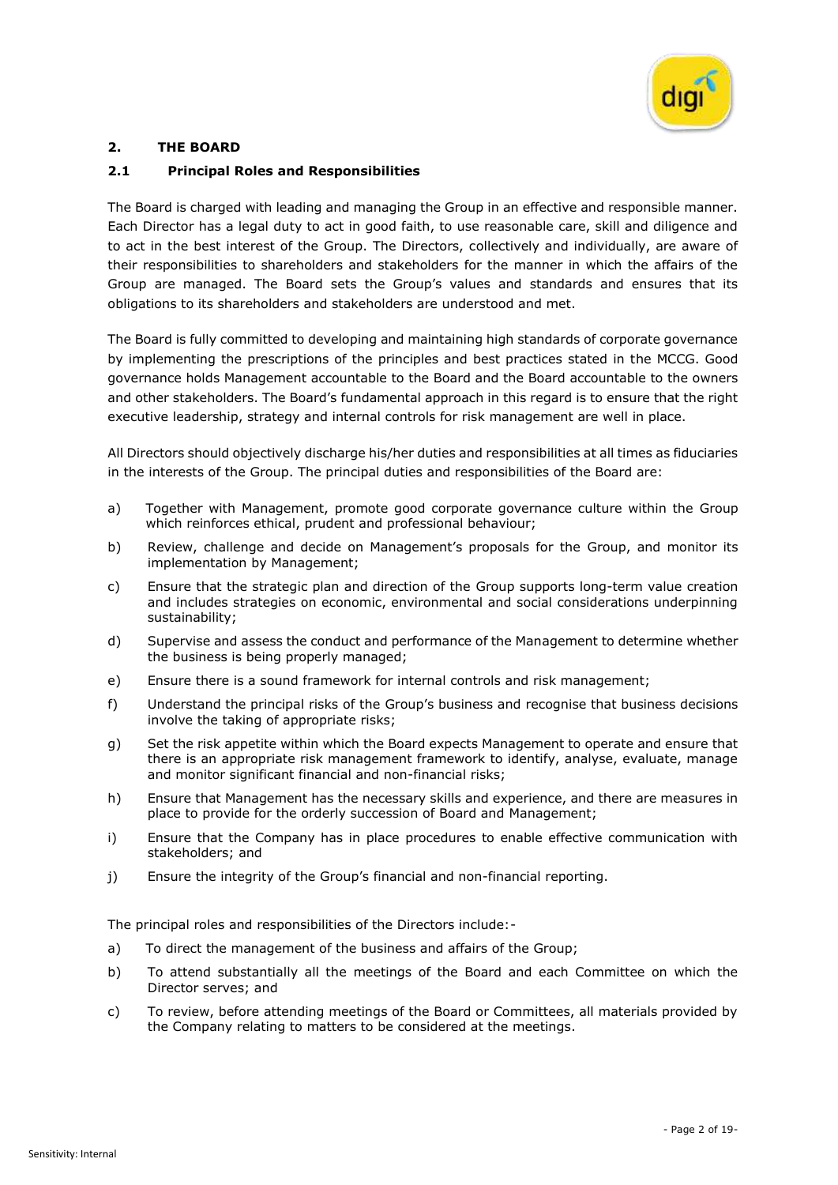## 2. THE BOARD

### 2.1 Principal Roles and Responsibilities

The Board is charged with leading and managing the Group in an effective and responsible manner. Each Director has a legal duty to act in good faith, to use reasonable care, skill and diligence and to act in the best interest of the Group. The Directors, collectively and individually, are aware of their responsibilities to shareholders and stakeholders for the manner in which the affairs of the Group are managed. The Board sets the Group's values and standards and ensures that its obligations to its shareholders and stakeholders are understood and met.

The Board is fully committed to developing and maintaining high standards of corporate governance by implementing the prescriptions of the principles and best practices stated in the MCCG. Good governance holds Management accountable to the Board and the Board accountable to the owners and other stakeholders. The Board's fundamental approach in this regard is to ensure that the right executive leadership, strategy and internal controls for risk management are well in place.

All Directors should objectively discharge his/her duties and responsibilities at all times as fiduciaries in the interests of the Group. The principal duties and responsibilities of the Board are:

a) Together with Management, promote good corporate governance culture within the Group which reinforces ethical, prudent and professional behaviour;

b) Review, challenge and decide on Management's proposals for the Group, and monitor its implementation by Management;

c) Ensure that the strategic plan and direction of the Group supports long-term value creation and includes strategies on economic, environmental and social considerations underpinning sustainability;

d) Supervise and assess the conduct and performance of the Management to determine whether the business is being properly managed;

e) Ensure there is a sound framework for internal controls and risk management;

f) Understand the principal risks of the Group's business and recognise that business decisions involve the taking of appropriate risks;

g) Set the risk appetite within which the Board expects Management to operate and ensure that there is an appropriate risk management framework to identify, analyse, evaluate, manage and monitor significant financial and non-financial risks;

h) Ensure that Management has the necessary skills and experience, and there are measures in place to provide for the orderly succession of Board and Management;

i) Ensure that the Company has in place procedures to enable effective communication with stakeholders; and

j) Ensure the integrity of the Group's financial and non-financial reporting.

The principal roles and responsibilities of the Directors include:-

a) To direct the management of the business and affairs of the Group;

b) To attend substantially all the meetings of the Board and each Committee on which the Director serves; and

c) To review, before attending meetings of the Board or Committees, all materials provided by the Company relating to matters to be considered at the meetings.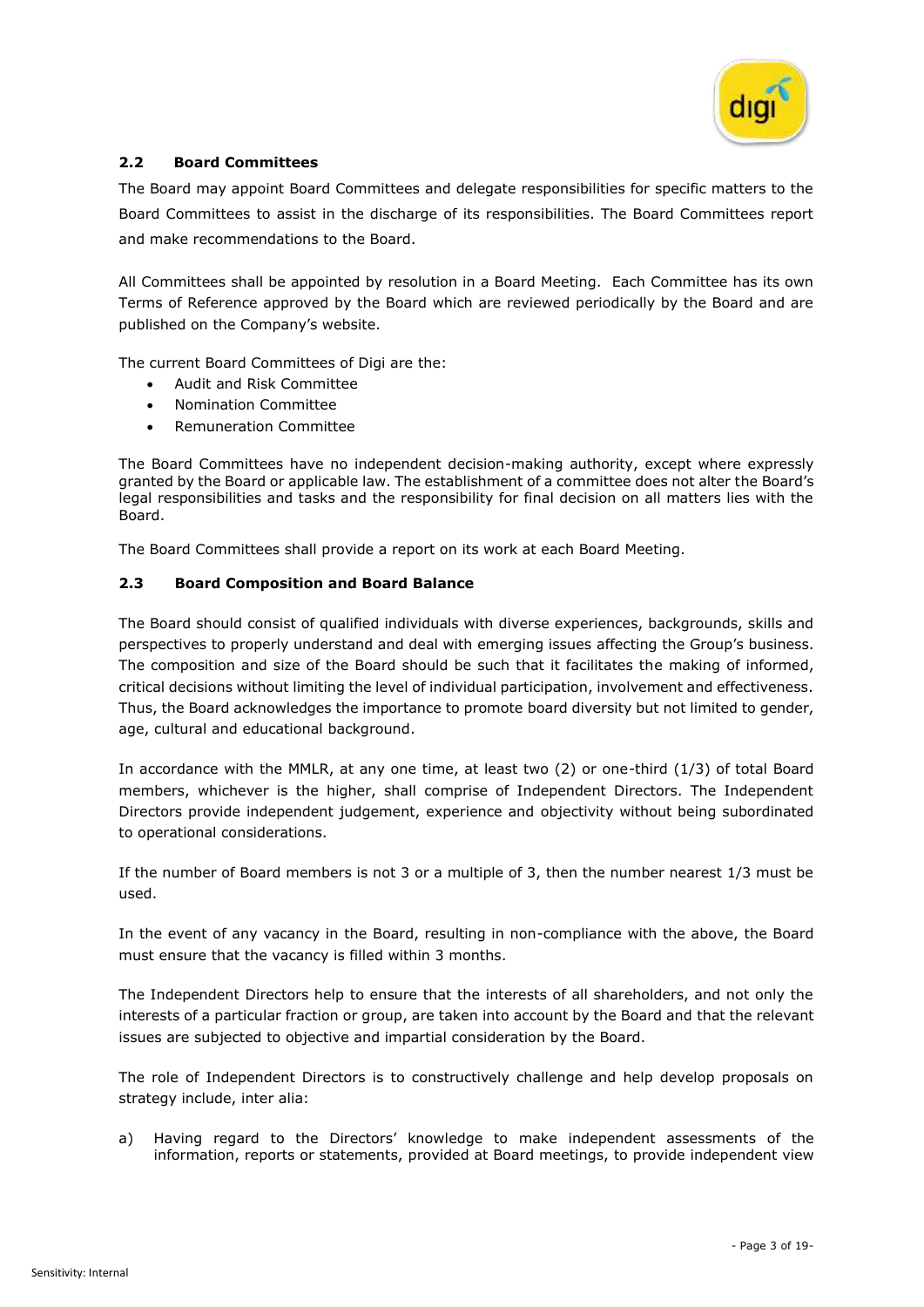### 2.2 Board Committees

The Board may appoint Board Committees and delegate responsibilities for specific matters to the Board Committees to assist in the discharge of its responsibilities. The Board Committees report and make recommendations to the Board.

All Committees shall be appointed by resolution in a Board Meeting. Each Committee has its own Terms of Reference approved by the Board which are reviewed periodically by the Board and are published on the Company's website.

The current Board Committees of Digi are the:

- Audit and Risk Committee
- Nomination Committee
- Remuneration Committee

The Board Committees have no independent decision-making authority, except where expressly granted by the Board or applicable law. The establishment of a committee does not alter the Board's legal responsibilities and tasks and the responsibility for final decision on all matters lies with the Board.

The Board Committees shall provide a report on its work at each Board Meeting.

### 2.3 Board Composition and Board Balance

The Board should consist of qualified individuals with diverse experiences, backgrounds, skills and perspectives to properly understand and deal with emerging issues affecting the Group's business. The composition and size of the Board should be such that it facilitates the making of informed, critical decisions without limiting the level of individual participation, involvement and effectiveness. Thus, the Board acknowledges the importance to promote board diversity but not limited to gender, age, cultural and educational background.

In accordance with the MMLR, at any one time, at least two (2) or one-third (1/3) of total Board members, whichever is the higher, shall comprise of Independent Directors. The Independent Directors provide independent judgement, experience and objectivity without being subordinated to operational considerations.

If the number of Board members is not 3 or a multiple of 3, then the number nearest 1/3 must be used.

In the event of any vacancy in the Board, resulting in non-compliance with the above, the Board must ensure that the vacancy is filled within 3 months.

The Independent Directors help to ensure that the interests of all shareholders, and not only the interests of a particular fraction or group, are taken into account by the Board and that the relevant issues are subjected to objective and impartial consideration by the Board.

The role of Independent Directors is to constructively challenge and help develop proposals on strategy include, inter alia:

a) Having regard to the Directors' knowledge to make independent assessments of the information, reports or statements, provided at Board meetings, to provide independent view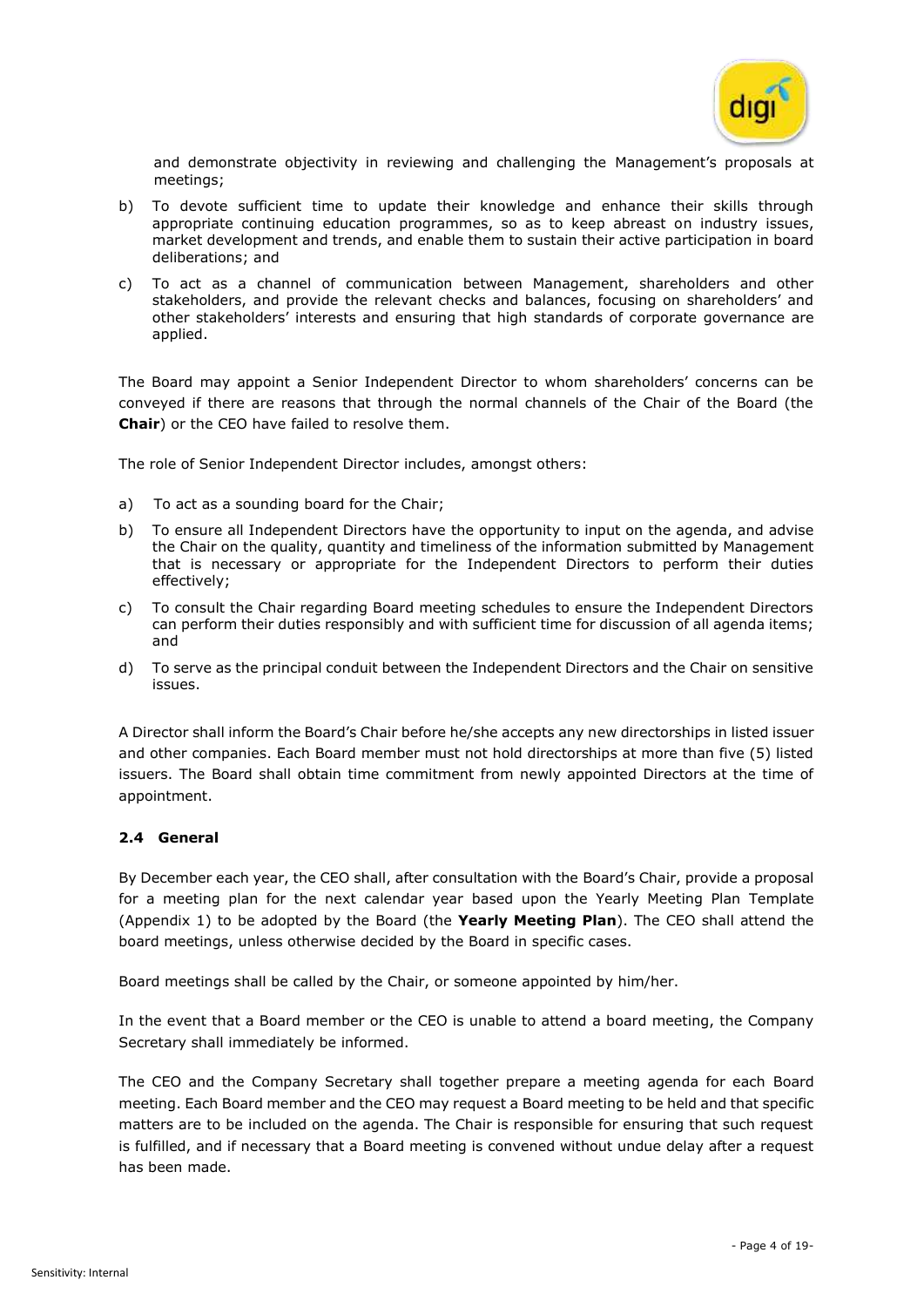and demonstrate objectivity in reviewing and challenging the Management's proposals at meetings;

b) To devote sufficient time to update their knowledge and enhance their skills through appropriate continuing education programmes, so as to keep abreast on industry issues, market development and trends, and enable them to sustain their active participation in board deliberations; and

c) To act as a channel of communication between Management, shareholders and other stakeholders, and provide the relevant checks and balances, focusing on shareholders' and other stakeholders' interests and ensuring that high standards of corporate governance are applied.

The Board may appoint a Senior Independent Director to whom shareholders' concerns can be conveyed if there are reasons that through the normal channels of the Chair of the Board (the **Chair**) or the CEO have failed to resolve them.

The role of Senior Independent Director includes, amongst others:

a) To act as a sounding board for the Chair;

b) To ensure all Independent Directors have the opportunity to input on the agenda, and advise the Chair on the quality, quantity and timeliness of the information submitted by Management that is necessary or appropriate for the Independent Directors to perform their duties effectively;

c) To consult the Chair regarding Board meeting schedules to ensure the Independent Directors can perform their duties responsibly and with sufficient time for discussion of all agenda items; and

d) To serve as the principal conduit between the Independent Directors and the Chair on sensitive issues.

A Director shall inform the Board's Chair before he/she accepts any new directorships in listed issuer and other companies. Each Board member must not hold directorships at more than five (5) listed issuers. The Board shall obtain time commitment from newly appointed Directors at the time of appointment.

### 2.4 General

By December each year, the CEO shall, after consultation with the Board's Chair, provide a proposal for a meeting plan for the next calendar year based upon the Yearly Meeting Plan Template (Appendix 1) to be adopted by the Board (the **Yearly Meeting Plan**). The CEO shall attend the board meetings, unless otherwise decided by the Board in specific cases.

Board meetings shall be called by the Chair, or someone appointed by him/her.

In the event that a Board member or the CEO is unable to attend a board meeting, the Company Secretary shall immediately be informed.

The CEO and the Company Secretary shall together prepare a meeting agenda for each Board meeting. Each Board member and the CEO may request a Board meeting to be held and that specific matters are to be included on the agenda. The Chair is responsible for ensuring that such request is fulfilled, and if necessary that a Board meeting is convened without undue delay after a request has been made.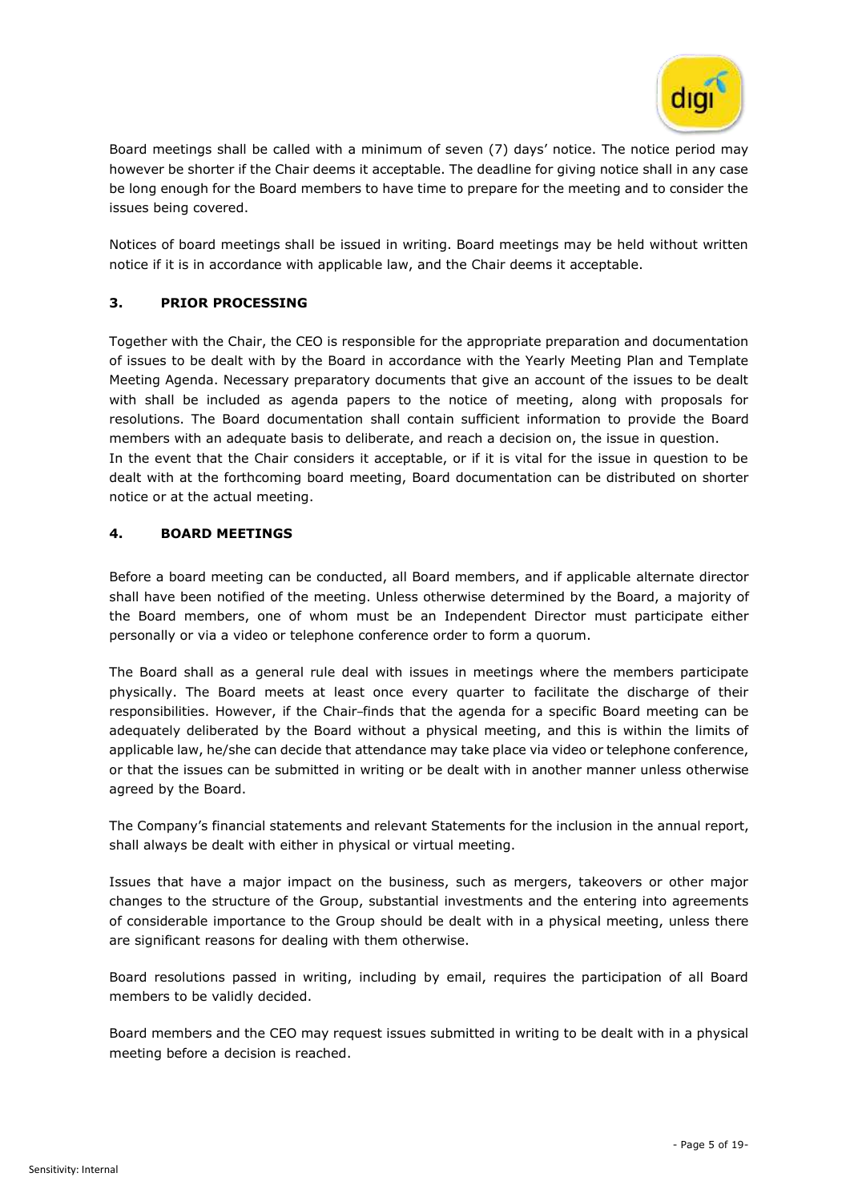Board meetings shall be called with a minimum of seven (7) days' notice. The notice period may however be shorter if the Chair deems it acceptable. The deadline for giving notice shall in any case be long enough for the Board members to have time to prepare for the meeting and to consider the issues being covered.

Notices of board meetings shall be issued in writing. Board meetings may be held without written notice if it is in accordance with applicable law, and the Chair deems it acceptable.

## 3. PRIOR PROCESSING

Together with the Chair, the CEO is responsible for the appropriate preparation and documentation of issues to be dealt with by the Board in accordance with the Yearly Meeting Plan and Template Meeting Agenda. Necessary preparatory documents that give an account of the issues to be dealt with shall be included as agenda papers to the notice of meeting, along with proposals for resolutions. The Board documentation shall contain sufficient information to provide the Board members with an adequate basis to deliberate, and reach a decision on, the issue in question.
In the event that the Chair considers it acceptable, or if it is vital for the issue in question to be dealt with at the forthcoming board meeting, Board documentation can be distributed on shorter notice or at the actual meeting.

## 4. BOARD MEETINGS

Before a board meeting can be conducted, all Board members, and if applicable alternate director shall have been notified of the meeting. Unless otherwise determined by the Board, a majority of the Board members, one of whom must be an Independent Director must participate either personally or via a video or telephone conference order to form a quorum.

The Board shall as a general rule deal with issues in meetings where the members participate physically. The Board meets at least once every quarter to facilitate the discharge of their responsibilities. However, if the Chair finds that the agenda for a specific Board meeting can be adequately deliberated by the Board without a physical meeting, and this is within the limits of applicable law, he/she can decide that attendance may take place via video or telephone conference, or that the issues can be submitted in writing or be dealt with in another manner unless otherwise agreed by the Board.

The Company's financial statements and relevant Statements for the inclusion in the annual report, shall always be dealt with either in physical or virtual meeting.

Issues that have a major impact on the business, such as mergers, takeovers or other major changes to the structure of the Group, substantial investments and the entering into agreements of considerable importance to the Group should be dealt with in a physical meeting, unless there are significant reasons for dealing with them otherwise.

Board resolutions passed in writing, including by email, requires the participation of all Board members to be validly decided.

Board members and the CEO may request issues submitted in writing to be dealt with in a physical meeting before a decision is reached.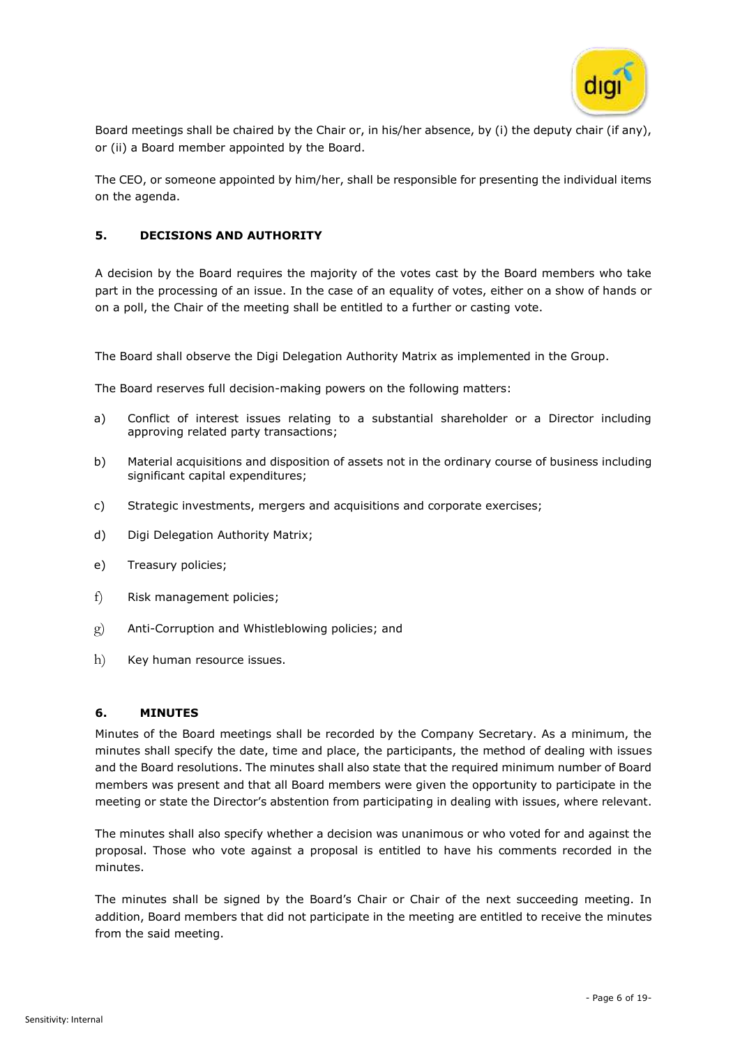Board meetings shall be chaired by the Chair or, in his/her absence, by (i) the deputy chair (if any), or (ii) a Board member appointed by the Board.

The CEO, or someone appointed by him/her, shall be responsible for presenting the individual items on the agenda.

## 5. DECISIONS AND AUTHORITY

A decision by the Board requires the majority of the votes cast by the Board members who take part in the processing of an issue. In the case of an equality of votes, either on a show of hands or on a poll, the Chair of the meeting shall be entitled to a further or casting vote.

The Board shall observe the Digi Delegation Authority Matrix as implemented in the Group.

The Board reserves full decision-making powers on the following matters:

a) Conflict of interest issues relating to a substantial shareholder or a Director including approving related party transactions;

b) Material acquisitions and disposition of assets not in the ordinary course of business including significant capital expenditures;

c) Strategic investments, mergers and acquisitions and corporate exercises;

d) Digi Delegation Authority Matrix;

e) Treasury policies;

f) Risk management policies;

g) Anti-Corruption and Whistleblowing policies; and

h) Key human resource issues.

## 6. MINUTES

Minutes of the Board meetings shall be recorded by the Company Secretary. As a minimum, the minutes shall specify the date, time and place, the participants, the method of dealing with issues and the Board resolutions. The minutes shall also state that the required minimum number of Board members was present and that all Board members were given the opportunity to participate in the meeting or state the Director's abstention from participating in dealing with issues, where relevant.

The minutes shall also specify whether a decision was unanimous or who voted for and against the proposal. Those who vote against a proposal is entitled to have his comments recorded in the minutes.

The minutes shall be signed by the Board's Chair or Chair of the next succeeding meeting. In addition, Board members that did not participate in the meeting are entitled to receive the minutes from the said meeting.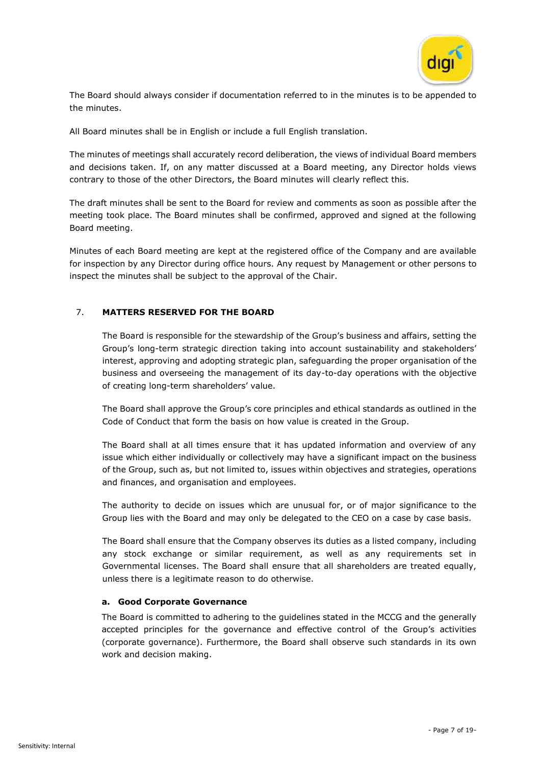The Board should always consider if documentation referred to in the minutes is to be appended to the minutes.

All Board minutes shall be in English or include a full English translation.

The minutes of meetings shall accurately record deliberation, the views of individual Board members and decisions taken. If, on any matter discussed at a Board meeting, any Director holds views contrary to those of the other Directors, the Board minutes will clearly reflect this.

The draft minutes shall be sent to the Board for review and comments as soon as possible after the meeting took place. The Board minutes shall be confirmed, approved and signed at the following Board meeting.

Minutes of each Board meeting are kept at the registered office of the Company and are available for inspection by any Director during office hours. Any request by Management or other persons to inspect the minutes shall be subject to the approval of the Chair.

## 7. MATTERS RESERVED FOR THE BOARD

The Board is responsible for the stewardship of the Group's business and affairs, setting the Group's long-term strategic direction taking into account sustainability and stakeholders' interest, approving and adopting strategic plan, safeguarding the proper organisation of the business and overseeing the management of its day-to-day operations with the objective of creating long-term shareholders' value.

The Board shall approve the Group's core principles and ethical standards as outlined in the Code of Conduct that form the basis on how value is created in the Group.

The Board shall at all times ensure that it has updated information and overview of any issue which either individually or collectively may have a significant impact on the business of the Group, such as, but not limited to, issues within objectives and strategies, operations and finances, and organisation and employees.

The authority to decide on issues which are unusual for, or of major significance to the Group lies with the Board and may only be delegated to the CEO on a case by case basis.

The Board shall ensure that the Company observes its duties as a listed company, including any stock exchange or similar requirement, as well as any requirements set in Governmental licenses. The Board shall ensure that all shareholders are treated equally, unless there is a legitimate reason to do otherwise.

### a. Good Corporate Governance

The Board is committed to adhering to the guidelines stated in the MCCG and the generally accepted principles for the governance and effective control of the Group's activities (corporate governance). Furthermore, the Board shall observe such standards in its own work and decision making.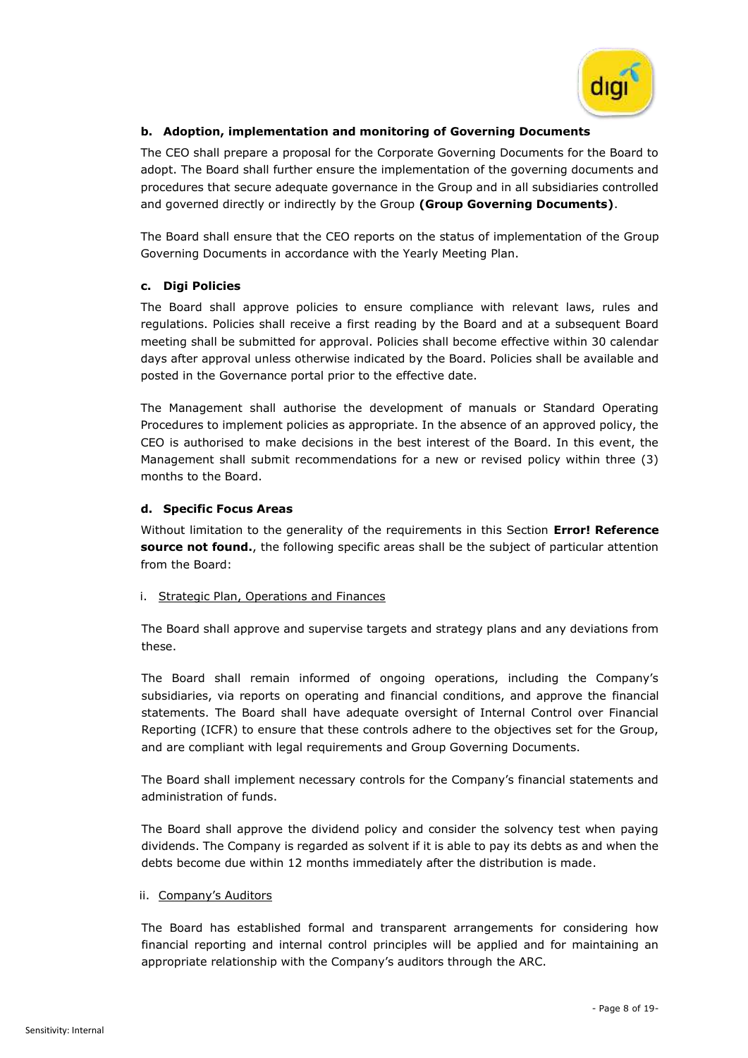**b. Adoption, implementation and monitoring of Governing Documents**

The CEO shall prepare a proposal for the Corporate Governing Documents for the Board to adopt. The Board shall further ensure the implementation of the governing documents and procedures that secure adequate governance in the Group and in all subsidiaries controlled and governed directly or indirectly by the Group **(Group Governing Documents)**.

The Board shall ensure that the CEO reports on the status of implementation of the Group Governing Documents in accordance with the Yearly Meeting Plan.

**c. Digi Policies**

The Board shall approve policies to ensure compliance with relevant laws, rules and regulations. Policies shall receive a first reading by the Board and at a subsequent Board meeting shall be submitted for approval. Policies shall become effective within 30 calendar days after approval unless otherwise indicated by the Board. Policies shall be available and posted in the Governance portal prior to the effective date.

The Management shall authorise the development of manuals or Standard Operating Procedures to implement policies as appropriate. In the absence of an approved policy, the CEO is authorised to make decisions in the best interest of the Board. In this event, the Management shall submit recommendations for a new or revised policy within three (3) months to the Board.

**d. Specific Focus Areas**

Without limitation to the generality of the requirements in this Section **Error! Reference source not found.**, the following specific areas shall be the subject of particular attention from the Board:

i. Strategic Plan, Operations and Finances

The Board shall approve and supervise targets and strategy plans and any deviations from these.

The Board shall remain informed of ongoing operations, including the Company's subsidiaries, via reports on operating and financial conditions, and approve the financial statements. The Board shall have adequate oversight of Internal Control over Financial Reporting (ICFR) to ensure that these controls adhere to the objectives set for the Group, and are compliant with legal requirements and Group Governing Documents.

The Board shall implement necessary controls for the Company's financial statements and administration of funds.

The Board shall approve the dividend policy and consider the solvency test when paying dividends. The Company is regarded as solvent if it is able to pay its debts as and when the debts become due within 12 months immediately after the distribution is made.

ii. Company's Auditors

The Board has established formal and transparent arrangements for considering how financial reporting and internal control principles will be applied and for maintaining an appropriate relationship with the Company's auditors through the ARC.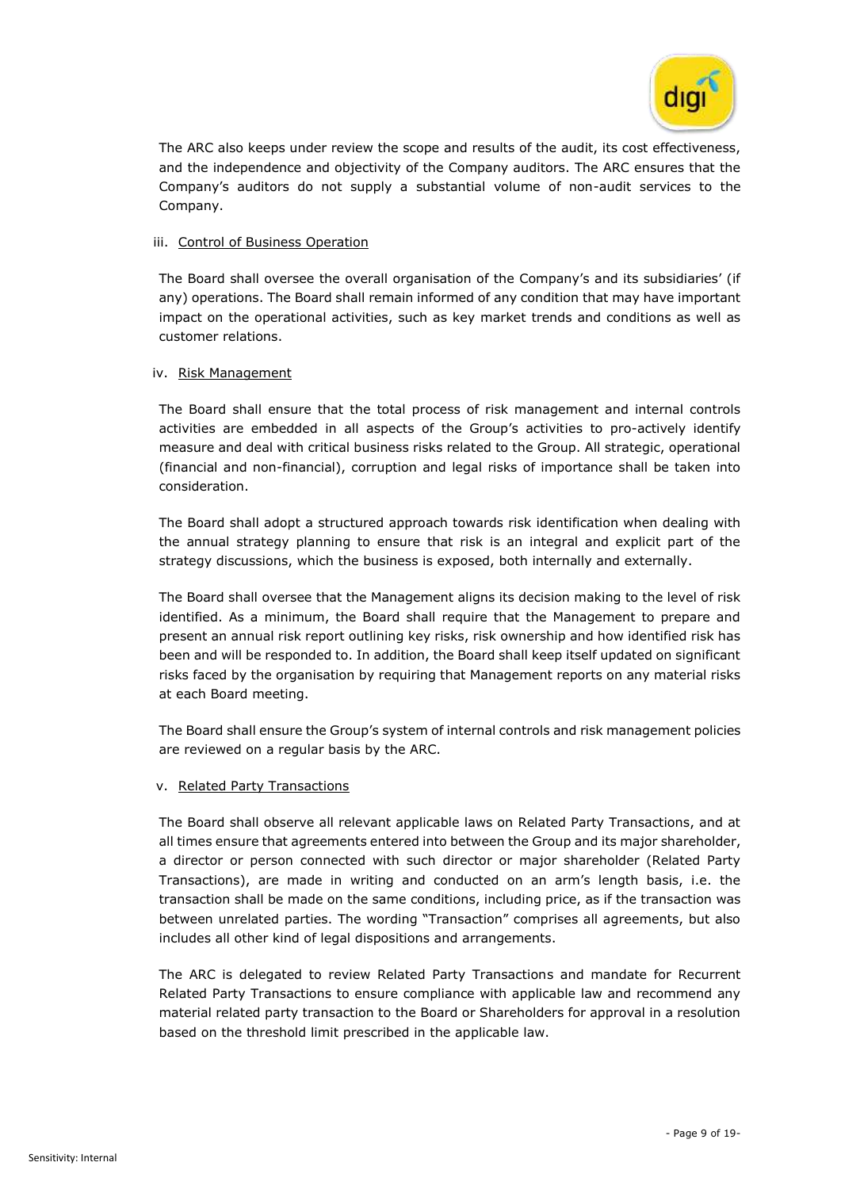The ARC also keeps under review the scope and results of the audit, its cost effectiveness, and the independence and objectivity of the Company auditors. The ARC ensures that the Company's auditors do not supply a substantial volume of non-audit services to the Company.

iii. Control of Business Operation

The Board shall oversee the overall organisation of the Company's and its subsidiaries' (if any) operations. The Board shall remain informed of any condition that may have important impact on the operational activities, such as key market trends and conditions as well as customer relations.

iv. Risk Management

The Board shall ensure that the total process of risk management and internal controls activities are embedded in all aspects of the Group's activities to pro-actively identify measure and deal with critical business risks related to the Group. All strategic, operational (financial and non-financial), corruption and legal risks of importance shall be taken into consideration.

The Board shall adopt a structured approach towards risk identification when dealing with the annual strategy planning to ensure that risk is an integral and explicit part of the strategy discussions, which the business is exposed, both internally and externally.

The Board shall oversee that the Management aligns its decision making to the level of risk identified. As a minimum, the Board shall require that the Management to prepare and present an annual risk report outlining key risks, risk ownership and how identified risk has been and will be responded to. In addition, the Board shall keep itself updated on significant risks faced by the organisation by requiring that Management reports on any material risks at each Board meeting.

The Board shall ensure the Group's system of internal controls and risk management policies are reviewed on a regular basis by the ARC.

v. Related Party Transactions

The Board shall observe all relevant applicable laws on Related Party Transactions, and at all times ensure that agreements entered into between the Group and its major shareholder, a director or person connected with such director or major shareholder (Related Party Transactions), are made in writing and conducted on an arm's length basis, i.e. the transaction shall be made on the same conditions, including price, as if the transaction was between unrelated parties. The wording "Transaction" comprises all agreements, but also includes all other kind of legal dispositions and arrangements.

The ARC is delegated to review Related Party Transactions and mandate for Recurrent Related Party Transactions to ensure compliance with applicable law and recommend any material related party transaction to the Board or Shareholders for approval in a resolution based on the threshold limit prescribed in the applicable law.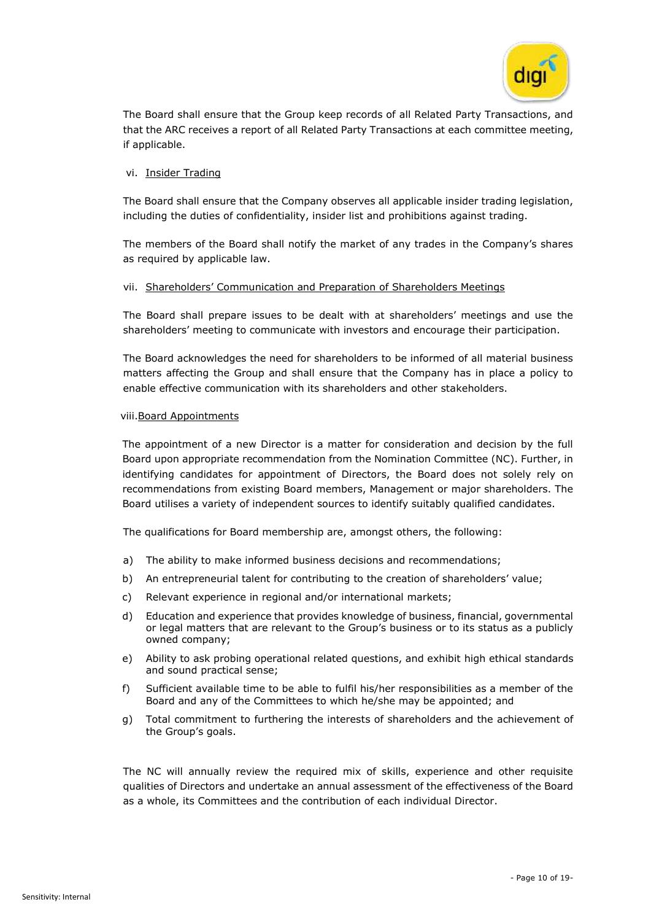The Board shall ensure that the Group keep records of all Related Party Transactions, and that the ARC receives a report of all Related Party Transactions at each committee meeting, if applicable.

vi. Insider Trading

The Board shall ensure that the Company observes all applicable insider trading legislation, including the duties of confidentiality, insider list and prohibitions against trading.

The members of the Board shall notify the market of any trades in the Company's shares as required by applicable law.

vii. Shareholders' Communication and Preparation of Shareholders Meetings

The Board shall prepare issues to be dealt with at shareholders' meetings and use the shareholders' meeting to communicate with investors and encourage their participation.

The Board acknowledges the need for shareholders to be informed of all material business matters affecting the Group and shall ensure that the Company has in place a policy to enable effective communication with its shareholders and other stakeholders.

viii. Board Appointments

The appointment of a new Director is a matter for consideration and decision by the full Board upon appropriate recommendation from the Nomination Committee (NC). Further, in identifying candidates for appointment of Directors, the Board does not solely rely on recommendations from existing Board members, Management or major shareholders. The Board utilises a variety of independent sources to identify suitably qualified candidates.

The qualifications for Board membership are, amongst others, the following:

a) The ability to make informed business decisions and recommendations;
b) An entrepreneurial talent for contributing to the creation of shareholders' value;
c) Relevant experience in regional and/or international markets;
d) Education and experience that provides knowledge of business, financial, governmental or legal matters that are relevant to the Group's business or to its status as a publicly owned company;
e) Ability to ask probing operational related questions, and exhibit high ethical standards and sound practical sense;
f) Sufficient available time to be able to fulfil his/her responsibilities as a member of the Board and any of the Committees to which he/she may be appointed; and
g) Total commitment to furthering the interests of shareholders and the achievement of the Group's goals.

The NC will annually review the required mix of skills, experience and other requisite qualities of Directors and undertake an annual assessment of the effectiveness of the Board as a whole, its Committees and the contribution of each individual Director.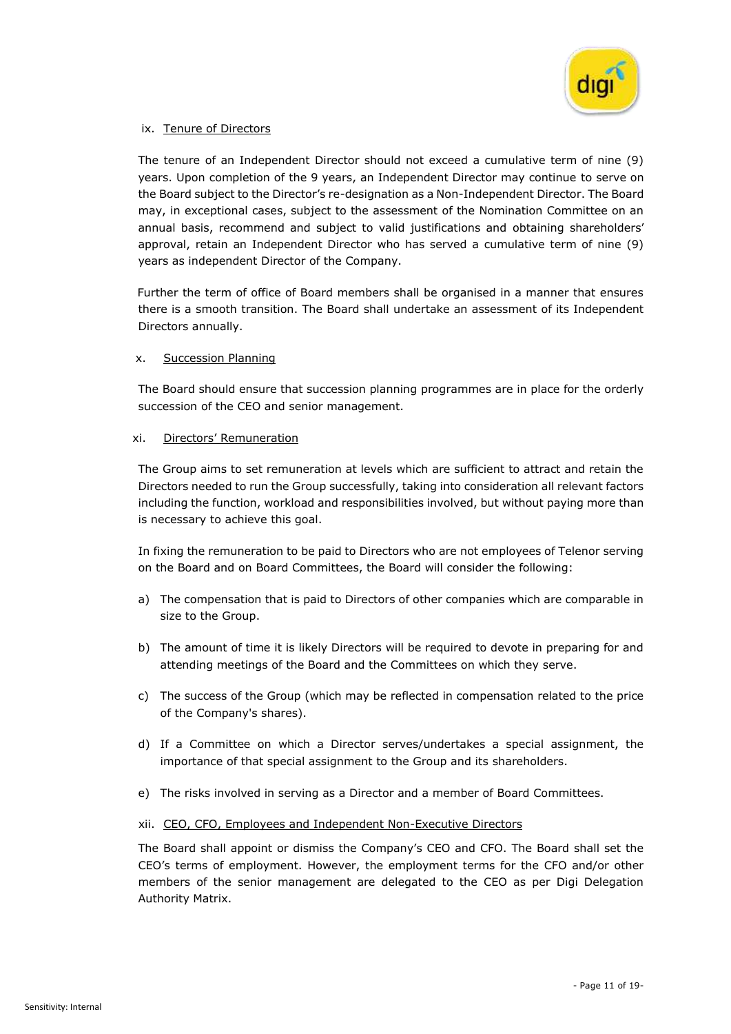ix. <u>Tenure of Directors</u>

The tenure of an Independent Director should not exceed a cumulative term of nine (9) years. Upon completion of the 9 years, an Independent Director may continue to serve on the Board subject to the Director's re-designation as a Non-Independent Director. The Board may, in exceptional cases, subject to the assessment of the Nomination Committee on an annual basis, recommend and subject to valid justifications and obtaining shareholders' approval, retain an Independent Director who has served a cumulative term of nine (9) years as independent Director of the Company.

Further the term of office of Board members shall be organised in a manner that ensures there is a smooth transition. The Board shall undertake an assessment of its Independent Directors annually.

x. <u>Succession Planning</u>

The Board should ensure that succession planning programmes are in place for the orderly succession of the CEO and senior management.

xi. <u>Directors' Remuneration</u>

The Group aims to set remuneration at levels which are sufficient to attract and retain the Directors needed to run the Group successfully, taking into consideration all relevant factors including the function, workload and responsibilities involved, but without paying more than is necessary to achieve this goal.

In fixing the remuneration to be paid to Directors who are not employees of Telenor serving on the Board and on Board Committees, the Board will consider the following:

a) The compensation that is paid to Directors of other companies which are comparable in size to the Group.

b) The amount of time it is likely Directors will be required to devote in preparing for and attending meetings of the Board and the Committees on which they serve.

c) The success of the Group (which may be reflected in compensation related to the price of the Company's shares).

d) If a Committee on which a Director serves/undertakes a special assignment, the importance of that special assignment to the Group and its shareholders.

e) The risks involved in serving as a Director and a member of Board Committees.

xii. <u>CEO, CFO, Employees and Independent Non-Executive Directors</u>

The Board shall appoint or dismiss the Company's CEO and CFO. The Board shall set the CEO's terms of employment. However, the employment terms for the CFO and/or other members of the senior management are delegated to the CEO as per Digi Delegation Authority Matrix.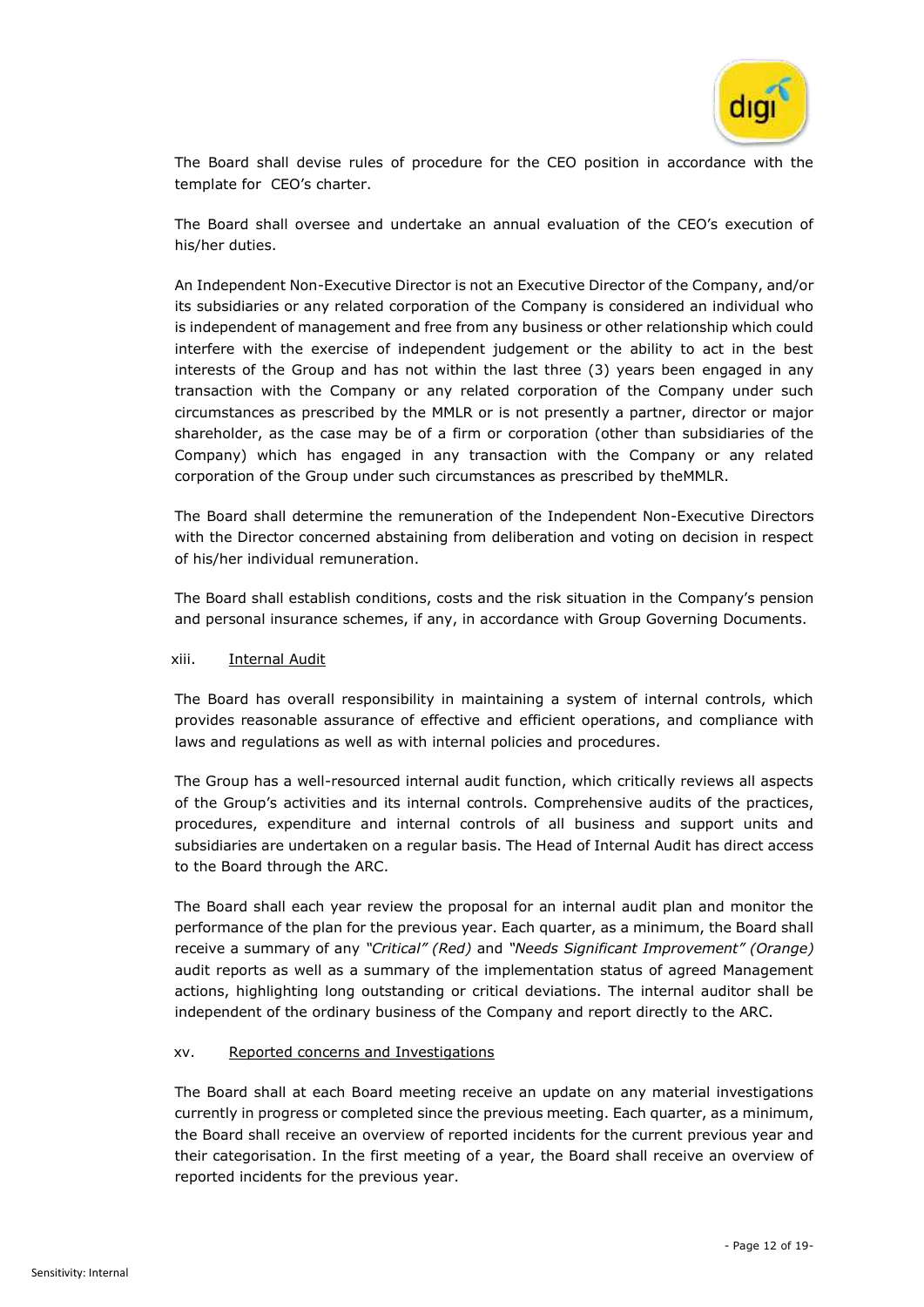The Board shall devise rules of procedure for the CEO position in accordance with the template for CEO's charter.

The Board shall oversee and undertake an annual evaluation of the CEO's execution of his/her duties.

An Independent Non-Executive Director is not an Executive Director of the Company, and/or its subsidiaries or any related corporation of the Company is considered an individual who is independent of management and free from any business or other relationship which could interfere with the exercise of independent judgement or the ability to act in the best interests of the Group and has not within the last three (3) years been engaged in any transaction with the Company or any related corporation of the Company under such circumstances as prescribed by the MMLR or is not presently a partner, director or major shareholder, as the case may be of a firm or corporation (other than subsidiaries of the Company) which has engaged in any transaction with the Company or any related corporation of the Group under such circumstances as prescribed by theMMLR.

The Board shall determine the remuneration of the Independent Non-Executive Directors with the Director concerned abstaining from deliberation and voting on decision in respect of his/her individual remuneration.

The Board shall establish conditions, costs and the risk situation in the Company's pension and personal insurance schemes, if any, in accordance with Group Governing Documents.

xiii. Internal Audit

The Board has overall responsibility in maintaining a system of internal controls, which provides reasonable assurance of effective and efficient operations, and compliance with laws and regulations as well as with internal policies and procedures.

The Group has a well-resourced internal audit function, which critically reviews all aspects of the Group's activities and its internal controls. Comprehensive audits of the practices, procedures, expenditure and internal controls of all business and support units and subsidiaries are undertaken on a regular basis. The Head of Internal Audit has direct access to the Board through the ARC.

The Board shall each year review the proposal for an internal audit plan and monitor the performance of the plan for the previous year. Each quarter, as a minimum, the Board shall receive a summary of any *"Critical" (Red)* and *"Needs Significant Improvement" (Orange)* audit reports as well as a summary of the implementation status of agreed Management actions, highlighting long outstanding or critical deviations. The internal auditor shall be independent of the ordinary business of the Company and report directly to the ARC.

xv. Reported concerns and Investigations

The Board shall at each Board meeting receive an update on any material investigations currently in progress or completed since the previous meeting. Each quarter, as a minimum, the Board shall receive an overview of reported incidents for the current previous year and their categorisation. In the first meeting of a year, the Board shall receive an overview of reported incidents for the previous year.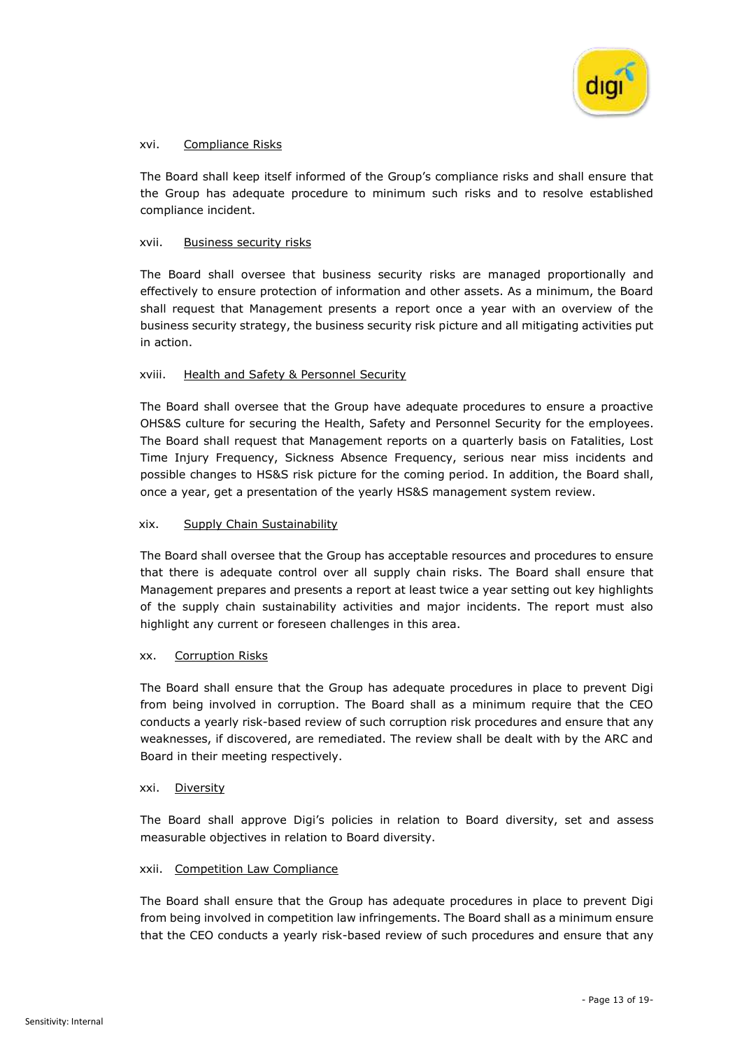xvi. <u>Compliance Risks</u>

The Board shall keep itself informed of the Group's compliance risks and shall ensure that the Group has adequate procedure to minimum such risks and to resolve established compliance incident.

xvii. <u>Business security risks</u>

The Board shall oversee that business security risks are managed proportionally and effectively to ensure protection of information and other assets. As a minimum, the Board shall request that Management presents a report once a year with an overview of the business security strategy, the business security risk picture and all mitigating activities put in action.

xviii. <u>Health and Safety & Personnel Security</u>

The Board shall oversee that the Group have adequate procedures to ensure a proactive OHS&S culture for securing the Health, Safety and Personnel Security for the employees. The Board shall request that Management reports on a quarterly basis on Fatalities, Lost Time Injury Frequency, Sickness Absence Frequency, serious near miss incidents and possible changes to HS&S risk picture for the coming period. In addition, the Board shall, once a year, get a presentation of the yearly HS&S management system review.

xix. <u>Supply Chain Sustainability</u>

The Board shall oversee that the Group has acceptable resources and procedures to ensure that there is adequate control over all supply chain risks. The Board shall ensure that Management prepares and presents a report at least twice a year setting out key highlights of the supply chain sustainability activities and major incidents. The report must also highlight any current or foreseen challenges in this area.

xx. <u>Corruption Risks</u>

The Board shall ensure that the Group has adequate procedures in place to prevent Digi from being involved in corruption. The Board shall as a minimum require that the CEO conducts a yearly risk-based review of such corruption risk procedures and ensure that any weaknesses, if discovered, are remediated. The review shall be dealt with by the ARC and Board in their meeting respectively.

xxi. <u>Diversity</u>

The Board shall approve Digi's policies in relation to Board diversity, set and assess measurable objectives in relation to Board diversity.

xxii. <u>Competition Law Compliance</u>

The Board shall ensure that the Group has adequate procedures in place to prevent Digi from being involved in competition law infringements. The Board shall as a minimum ensure that the CEO conducts a yearly risk-based review of such procedures and ensure that any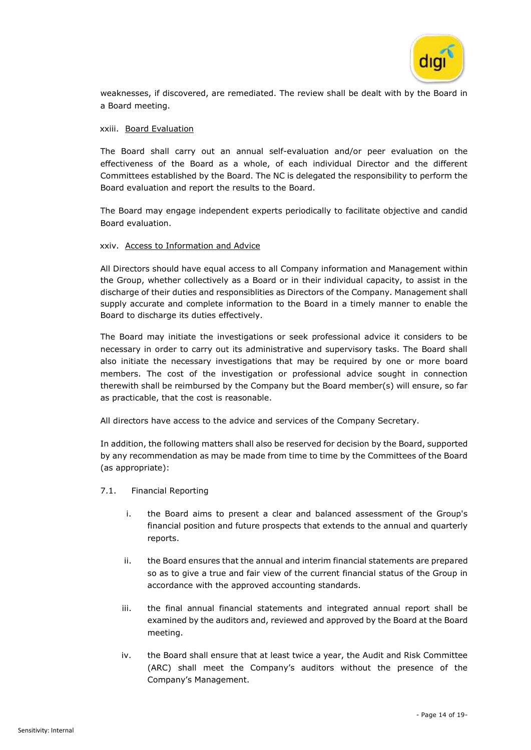weaknesses, if discovered, are remediated. The review shall be dealt with by the Board in a Board meeting.

xxiii. Board Evaluation

The Board shall carry out an annual self-evaluation and/or peer evaluation on the effectiveness of the Board as a whole, of each individual Director and the different Committees established by the Board. The NC is delegated the responsibility to perform the Board evaluation and report the results to the Board.

The Board may engage independent experts periodically to facilitate objective and candid Board evaluation.

xxiv. Access to Information and Advice

All Directors should have equal access to all Company information and Management within the Group, whether collectively as a Board or in their individual capacity, to assist in the discharge of their duties and responsiblities as Directors of the Company. Management shall supply accurate and complete information to the Board in a timely manner to enable the Board to discharge its duties effectively.

The Board may initiate the investigations or seek professional advice it considers to be necessary in order to carry out its administrative and supervisory tasks. The Board shall also initiate the necessary investigations that may be required by one or more board members. The cost of the investigation or professional advice sought in connection therewith shall be reimbursed by the Company but the Board member(s) will ensure, so far as practicable, that the cost is reasonable.

All directors have access to the advice and services of the Company Secretary.

In addition, the following matters shall also be reserved for decision by the Board, supported by any recommendation as may be made from time to time by the Committees of the Board (as appropriate):

7.1. Financial Reporting

i. the Board aims to present a clear and balanced assessment of the Group's financial position and future prospects that extends to the annual and quarterly reports.

ii. the Board ensures that the annual and interim financial statements are prepared so as to give a true and fair view of the current financial status of the Group in accordance with the approved accounting standards.

iii. the final annual financial statements and integrated annual report shall be examined by the auditors and, reviewed and approved by the Board at the Board meeting.

iv. the Board shall ensure that at least twice a year, the Audit and Risk Committee (ARC) shall meet the Company's auditors without the presence of the Company's Management.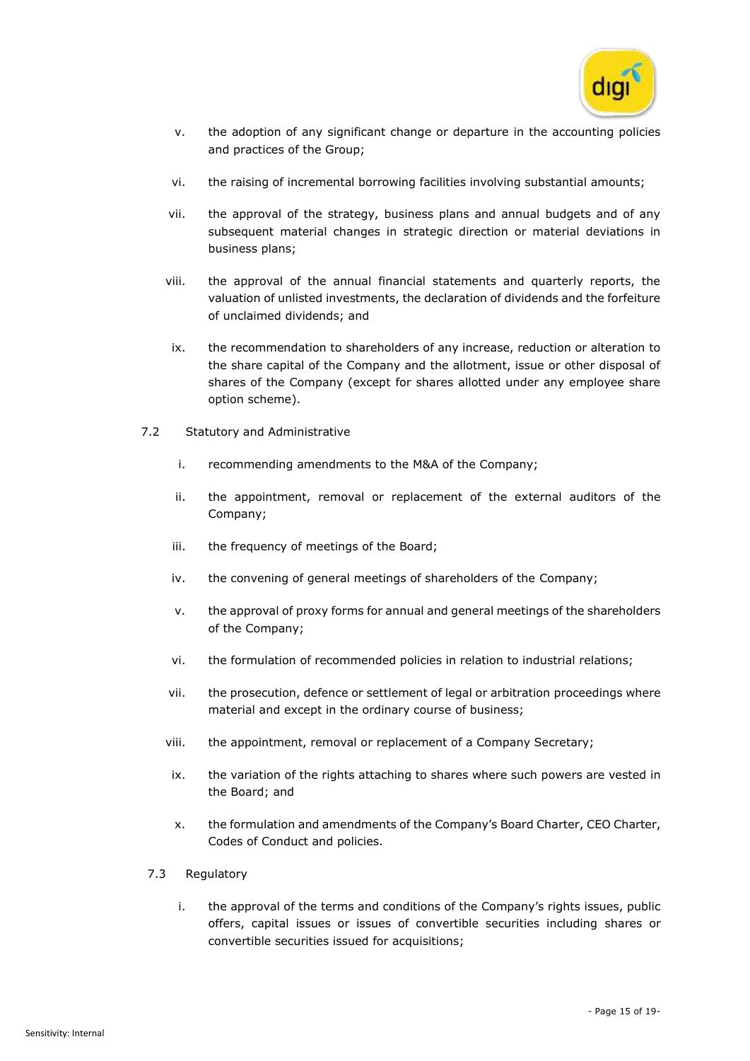v. the adoption of any significant change or departure in the accounting policies and practices of the Group;

vi. the raising of incremental borrowing facilities involving substantial amounts;

vii. the approval of the strategy, business plans and annual budgets and of any subsequent material changes in strategic direction or material deviations in business plans;

viii. the approval of the annual financial statements and quarterly reports, the valuation of unlisted investments, the declaration of dividends and the forfeiture of unclaimed dividends; and

ix. the recommendation to shareholders of any increase, reduction or alteration to the share capital of the Company and the allotment, issue or other disposal of shares of the Company (except for shares allotted under any employee share option scheme).

7.2 Statutory and Administrative

i. recommending amendments to the M&A of the Company;

ii. the appointment, removal or replacement of the external auditors of the Company;

iii. the frequency of meetings of the Board;

iv. the convening of general meetings of shareholders of the Company;

v. the approval of proxy forms for annual and general meetings of the shareholders of the Company;

vi. the formulation of recommended policies in relation to industrial relations;

vii. the prosecution, defence or settlement of legal or arbitration proceedings where material and except in the ordinary course of business;

viii. the appointment, removal or replacement of a Company Secretary;

ix. the variation of the rights attaching to shares where such powers are vested in the Board; and

x. the formulation and amendments of the Company's Board Charter, CEO Charter, Codes of Conduct and policies.

7.3 Regulatory

i. the approval of the terms and conditions of the Company's rights issues, public offers, capital issues or issues of convertible securities including shares or convertible securities issued for acquisitions;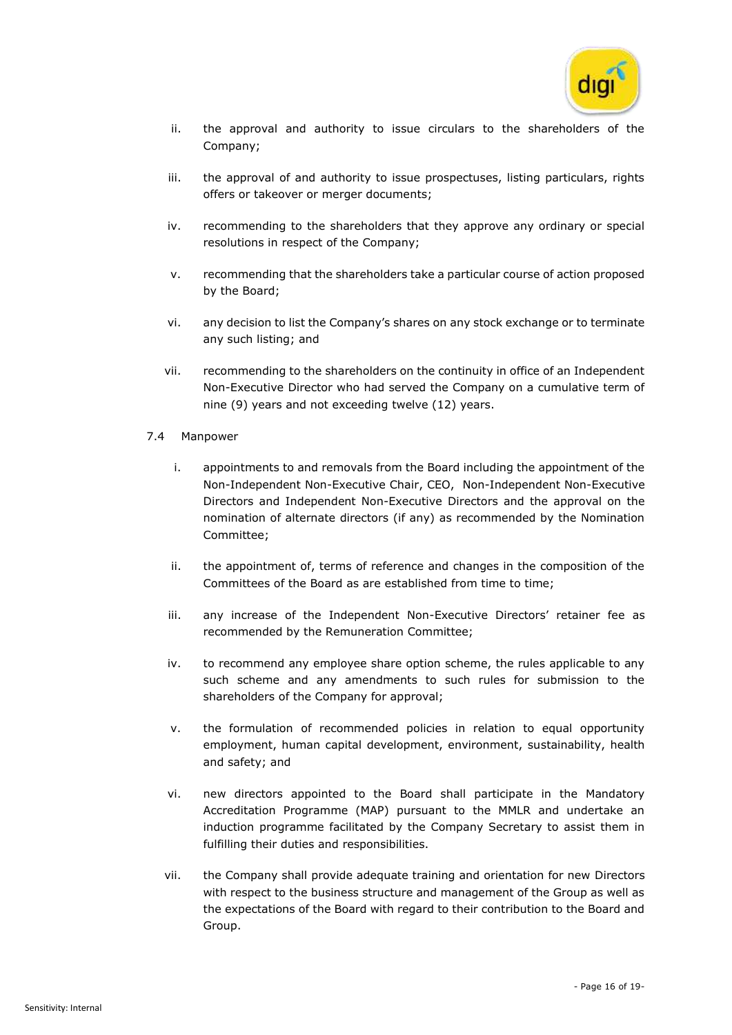ii. the approval and authority to issue circulars to the shareholders of the Company;

iii. the approval of and authority to issue prospectuses, listing particulars, rights offers or takeover or merger documents;

iv. recommending to the shareholders that they approve any ordinary or special resolutions in respect of the Company;

v. recommending that the shareholders take a particular course of action proposed by the Board;

vi. any decision to list the Company's shares on any stock exchange or to terminate any such listing; and

vii. recommending to the shareholders on the continuity in office of an Independent Non-Executive Director who had served the Company on a cumulative term of nine (9) years and not exceeding twelve (12) years.

7.4 Manpower

i. appointments to and removals from the Board including the appointment of the Non-Independent Non-Executive Chair, CEO, Non-Independent Non-Executive Directors and Independent Non-Executive Directors and the approval on the nomination of alternate directors (if any) as recommended by the Nomination Committee;

ii. the appointment of, terms of reference and changes in the composition of the Committees of the Board as are established from time to time;

iii. any increase of the Independent Non-Executive Directors' retainer fee as recommended by the Remuneration Committee;

iv. to recommend any employee share option scheme, the rules applicable to any such scheme and any amendments to such rules for submission to the shareholders of the Company for approval;

v. the formulation of recommended policies in relation to equal opportunity employment, human capital development, environment, sustainability, health and safety; and

vi. new directors appointed to the Board shall participate in the Mandatory Accreditation Programme (MAP) pursuant to the MMLR and undertake an induction programme facilitated by the Company Secretary to assist them in fulfilling their duties and responsibilities.

vii. the Company shall provide adequate training and orientation for new Directors with respect to the business structure and management of the Group as well as the expectations of the Board with regard to their contribution to the Board and Group.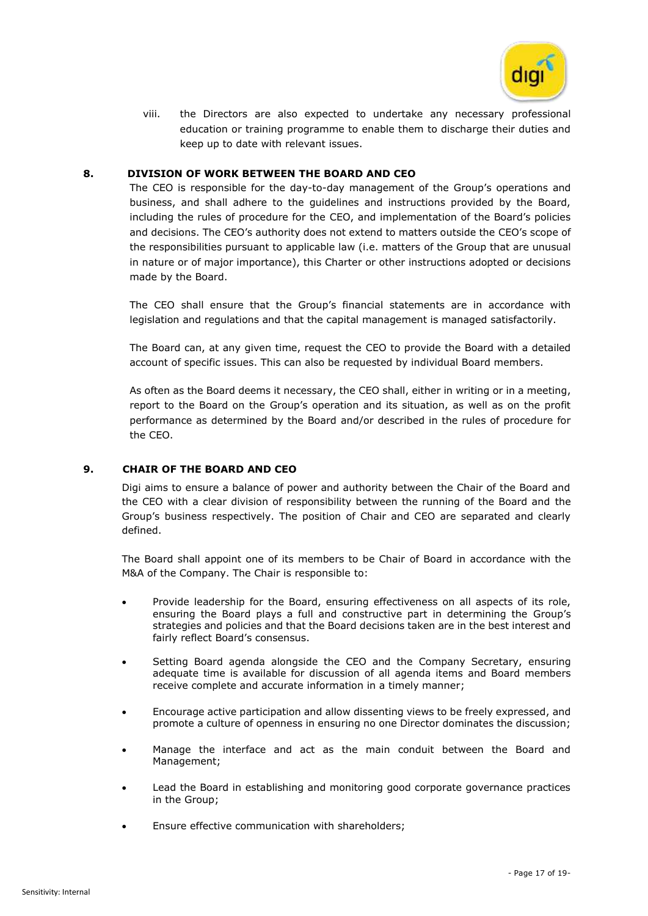viii. the Directors are also expected to undertake any necessary professional education or training programme to enable them to discharge their duties and keep up to date with relevant issues.

## 8. DIVISION OF WORK BETWEEN THE BOARD AND CEO

The CEO is responsible for the day-to-day management of the Group's operations and business, and shall adhere to the guidelines and instructions provided by the Board, including the rules of procedure for the CEO, and implementation of the Board's policies and decisions. The CEO's authority does not extend to matters outside the CEO's scope of the responsibilities pursuant to applicable law (i.e. matters of the Group that are unusual in nature or of major importance), this Charter or other instructions adopted or decisions made by the Board.

The CEO shall ensure that the Group's financial statements are in accordance with legislation and regulations and that the capital management is managed satisfactorily.

The Board can, at any given time, request the CEO to provide the Board with a detailed account of specific issues. This can also be requested by individual Board members.

As often as the Board deems it necessary, the CEO shall, either in writing or in a meeting, report to the Board on the Group's operation and its situation, as well as on the profit performance as determined by the Board and/or described in the rules of procedure for the CEO.

## 9. CHAIR OF THE BOARD AND CEO

Digi aims to ensure a balance of power and authority between the Chair of the Board and the CEO with a clear division of responsibility between the running of the Board and the Group's business respectively. The position of Chair and CEO are separated and clearly defined.

The Board shall appoint one of its members to be Chair of Board in accordance with the M&A of the Company. The Chair is responsible to:

- Provide leadership for the Board, ensuring effectiveness on all aspects of its role, ensuring the Board plays a full and constructive part in determining the Group's strategies and policies and that the Board decisions taken are in the best interest and fairly reflect Board's consensus.
- Setting Board agenda alongside the CEO and the Company Secretary, ensuring adequate time is available for discussion of all agenda items and Board members receive complete and accurate information in a timely manner;
- Encourage active participation and allow dissenting views to be freely expressed, and promote a culture of openness in ensuring no one Director dominates the discussion;
- Manage the interface and act as the main conduit between the Board and Management;
- Lead the Board in establishing and monitoring good corporate governance practices in the Group;
- Ensure effective communication with shareholders;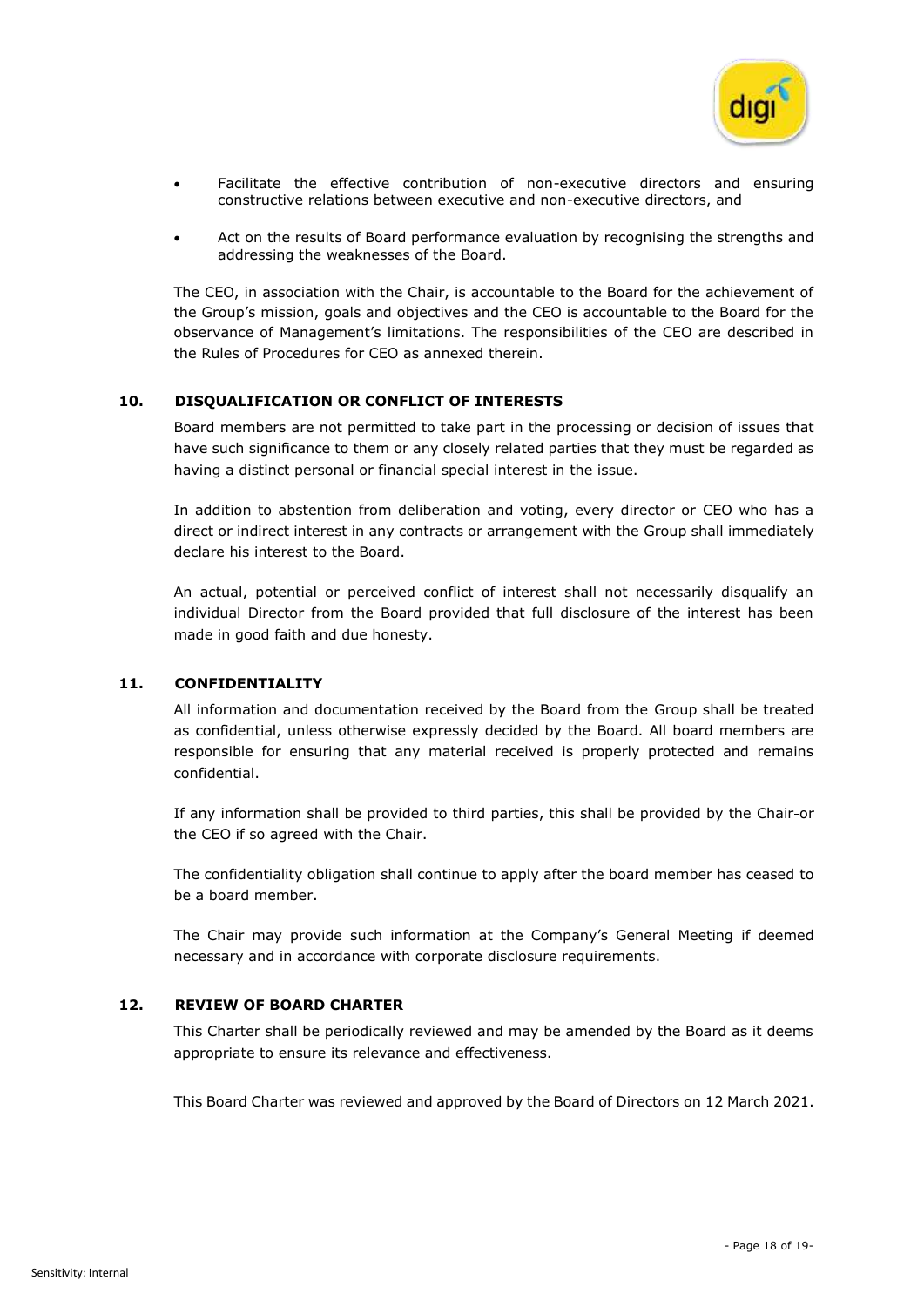- Facilitate the effective contribution of non-executive directors and ensuring constructive relations between executive and non-executive directors, and
- Act on the results of Board performance evaluation by recognising the strengths and addressing the weaknesses of the Board.

The CEO, in association with the Chair, is accountable to the Board for the achievement of the Group's mission, goals and objectives and the CEO is accountable to the Board for the observance of Management's limitations. The responsibilities of the CEO are described in the Rules of Procedures for CEO as annexed therein.

## 10. DISQUALIFICATION OR CONFLICT OF INTERESTS

Board members are not permitted to take part in the processing or decision of issues that have such significance to them or any closely related parties that they must be regarded as having a distinct personal or financial special interest in the issue.

In addition to abstention from deliberation and voting, every director or CEO who has a direct or indirect interest in any contracts or arrangement with the Group shall immediately declare his interest to the Board.

An actual, potential or perceived conflict of interest shall not necessarily disqualify an individual Director from the Board provided that full disclosure of the interest has been made in good faith and due honesty.

## 11. CONFIDENTIALITY

All information and documentation received by the Board from the Group shall be treated as confidential, unless otherwise expressly decided by the Board. All board members are responsible for ensuring that any material received is properly protected and remains confidential.

If any information shall be provided to third parties, this shall be provided by the Chair or the CEO if so agreed with the Chair.

The confidentiality obligation shall continue to apply after the board member has ceased to be a board member.

The Chair may provide such information at the Company's General Meeting if deemed necessary and in accordance with corporate disclosure requirements.

## 12. REVIEW OF BOARD CHARTER

This Charter shall be periodically reviewed and may be amended by the Board as it deems appropriate to ensure its relevance and effectiveness.

This Board Charter was reviewed and approved by the Board of Directors on 12 March 2021.